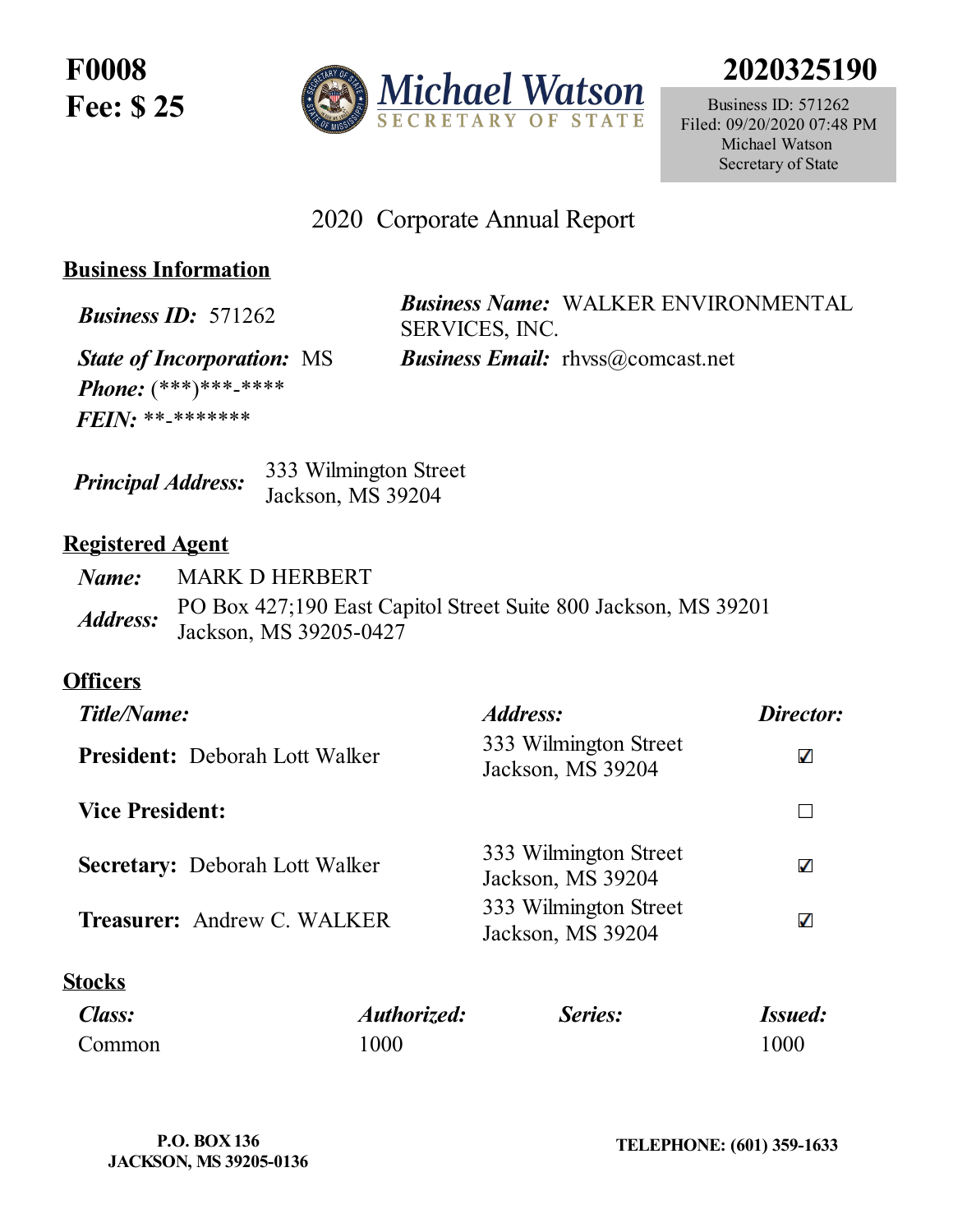**F0008**
**Fee: $ 25**

Michael Watson
SECRETARY OF STATE

**2020325190**

Business ID: 571262
Filed: 09/20/2020 07:48 PM
Michael Watson
Secretary of State

# 2020 Corporate Annual Report

## Business Information

***Business ID:*** 571262

***Business Name:*** WALKER ENVIRONMENTAL SERVICES, INC.

***State of Incorporation:*** MS

***Business Email:*** rhvss@comcast.net

***Phone:*** (***)***-****

***FEIN:*** **-*******

***Principal Address:*** 333 Wilmington Street
Jackson, MS 39204

## Registered Agent

***Name:*** MARK D HERBERT

***Address:*** PO Box 427;190 East Capitol Street Suite 800 Jackson, MS 39201
Jackson, MS 39205-0427

## Officers

| *Title/Name:* | *Address:* | *Director:* |
|---|---|---|
| **President:** Deborah Lott Walker | 333 Wilmington Street Jackson, MS 39204 | ☑ |
| **Vice President:** | | ☐ |
| **Secretary:** Deborah Lott Walker | 333 Wilmington Street Jackson, MS 39204 | ☑ |
| **Treasurer:** Andrew C. WALKER | 333 Wilmington Street Jackson, MS 39204 | ☑ |

## Stocks

| *Class:* | *Authorized:* | *Series:* | *Issued:* |
|---|---|---|---|
| Common | 1000 | | 1000 |

**P.O. BOX 136**
**JACKSON, MS 39205-0136**

**TELEPHONE: (601) 359-1633**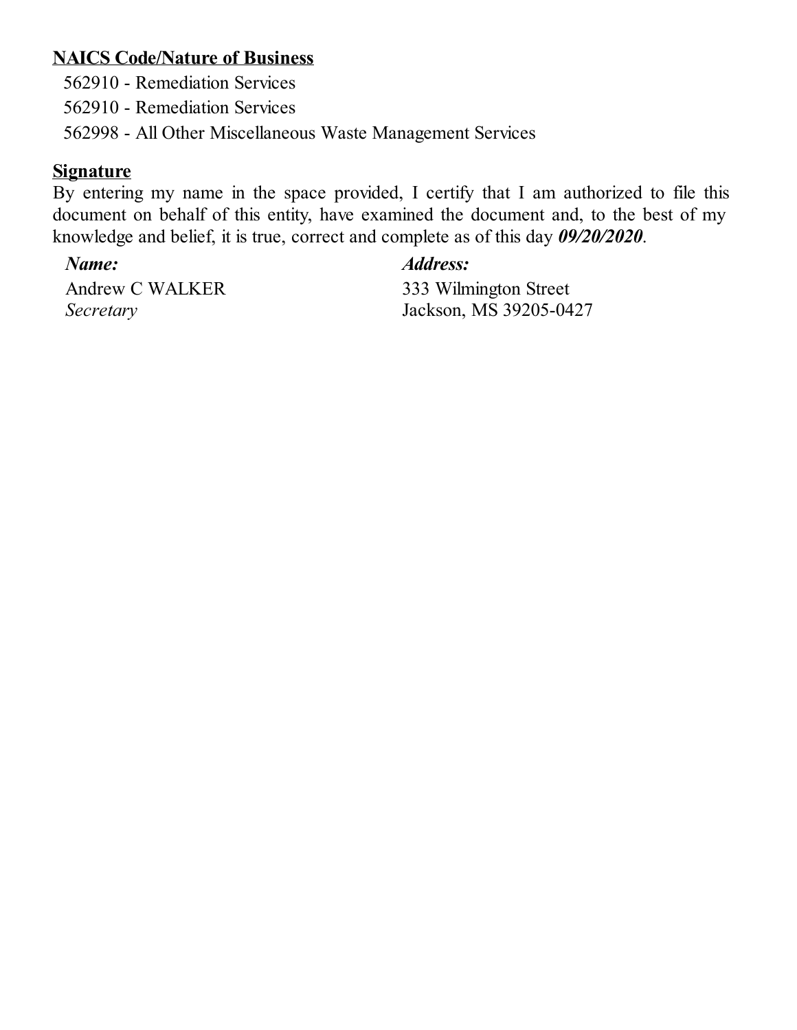**NAICS Code/Nature of Business**

562910 - Remediation Services

562910 - Remediation Services

562998 - All Other Miscellaneous Waste Management Services

**Signature**

By entering my name in the space provided, I certify that I am authorized to file this document on behalf of this entity, have examined the document and, to the best of my knowledge and belief, it is true, correct and complete as of this day ***09/20/2020***.

| ***Name:*** | ***Address:*** |
| --- | --- |
| Andrew C WALKER | 333 Wilmington Street |
| *Secretary* | Jackson, MS 39205-0427 |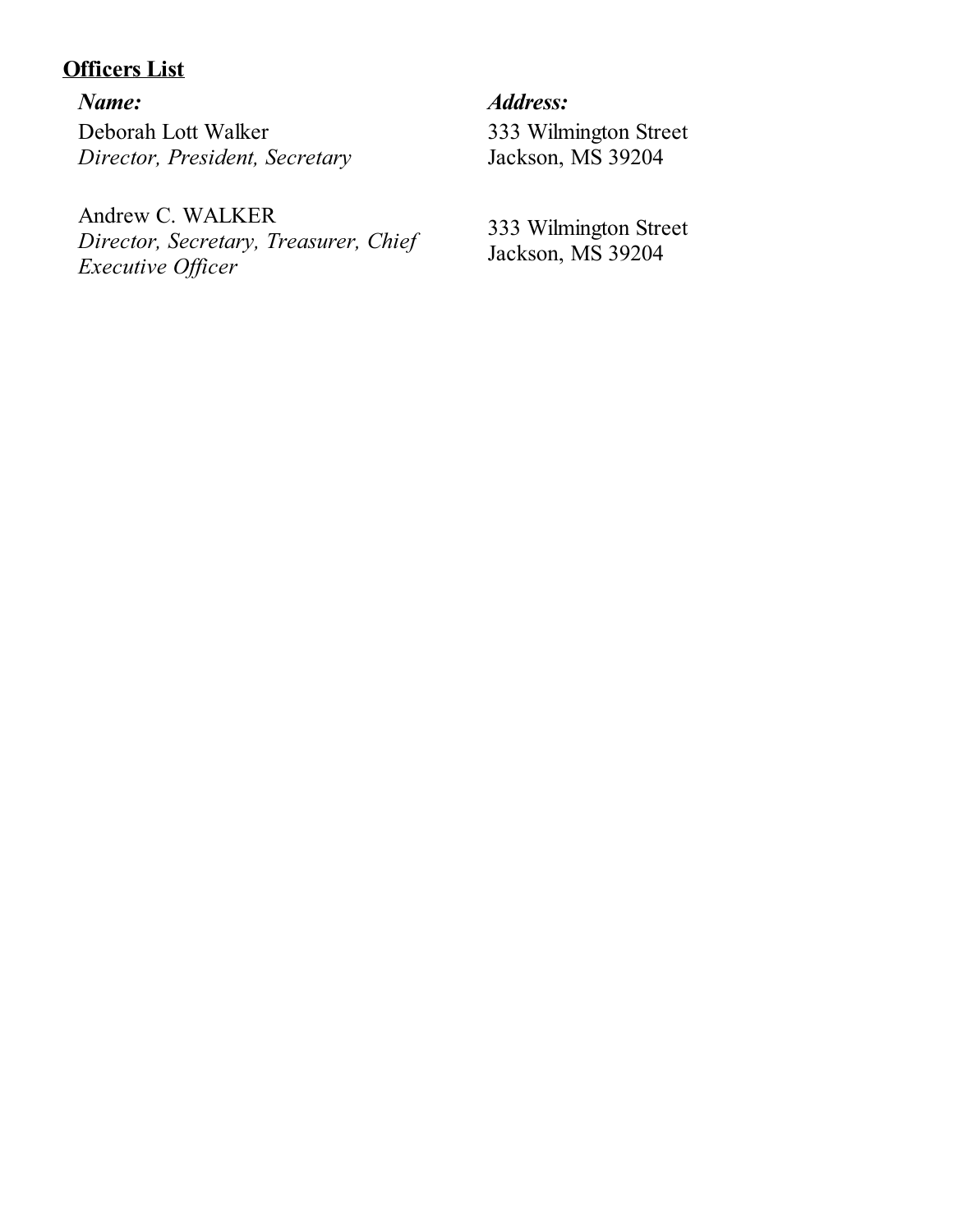**Officers List**

| ***Name:*** | ***Address:*** |
| --- | --- |
| Deborah Lott Walker<br>*Director, President, Secretary* | 333 Wilmington Street<br>Jackson, MS 39204 |
| Andrew C. WALKER<br>*Director, Secretary, Treasurer, Chief Executive Officer* | 333 Wilmington Street<br>Jackson, MS 39204 |